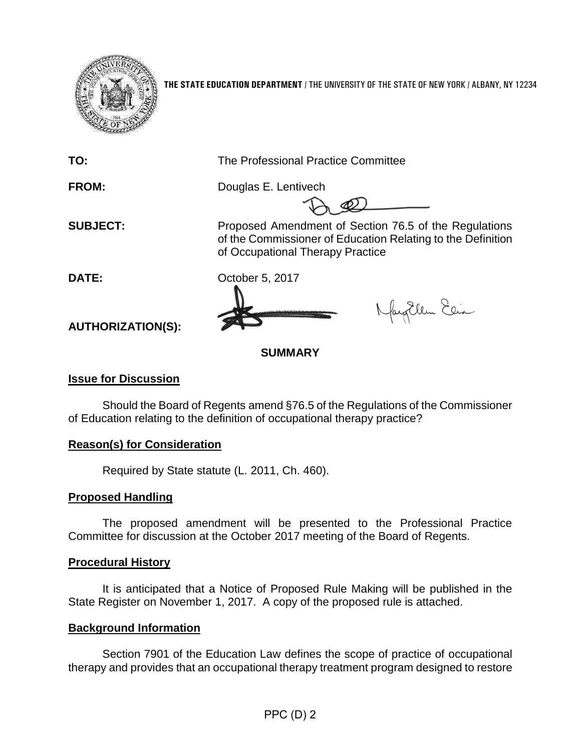**THE STATE EDUCATION DEPARTMENT** / THE UNIVERSITY OF THE STATE OF NEW YORK / ALBANY, NY 12234

**TO:** The Professional Practice Committee

**FROM:** Douglas E. Lentivech

**SUBJECT:** Proposed Amendment of Section 76.5 of the Regulations of the Commissioner of Education Relating to the Definition of Occupational Therapy Practice

**DATE:** October 5, 2017

**AUTHORIZATION(S):**

## SUMMARY

### Issue for Discussion

Should the Board of Regents amend §76.5 of the Regulations of the Commissioner of Education relating to the definition of occupational therapy practice?

### Reason(s) for Consideration

Required by State statute (L. 2011, Ch. 460).

### Proposed Handling

The proposed amendment will be presented to the Professional Practice Committee for discussion at the October 2017 meeting of the Board of Regents.

### Procedural History

It is anticipated that a Notice of Proposed Rule Making will be published in the State Register on November 1, 2017. A copy of the proposed rule is attached.

### Background Information

Section 7901 of the Education Law defines the scope of practice of occupational therapy and provides that an occupational therapy treatment program designed to restore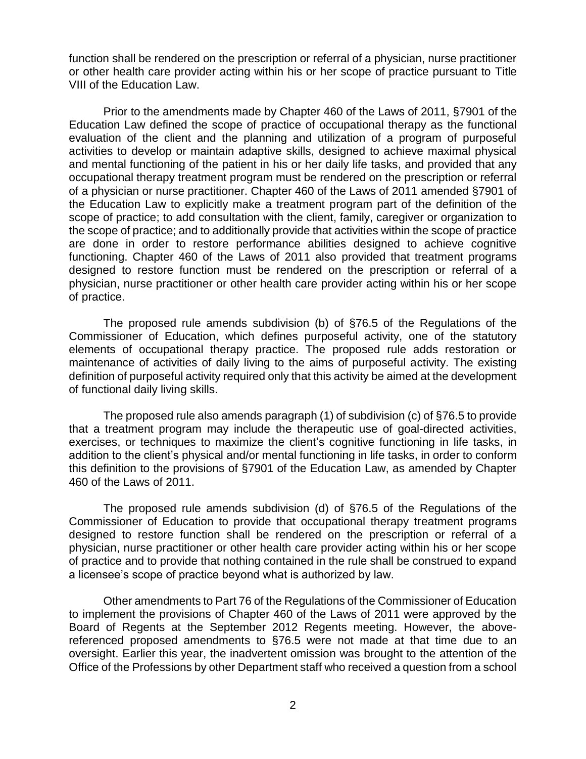function shall be rendered on the prescription or referral of a physician, nurse practitioner or other health care provider acting within his or her scope of practice pursuant to Title VIII of the Education Law.

Prior to the amendments made by Chapter 460 of the Laws of 2011, §7901 of the Education Law defined the scope of practice of occupational therapy as the functional evaluation of the client and the planning and utilization of a program of purposeful activities to develop or maintain adaptive skills, designed to achieve maximal physical and mental functioning of the patient in his or her daily life tasks, and provided that any occupational therapy treatment program must be rendered on the prescription or referral of a physician or nurse practitioner. Chapter 460 of the Laws of 2011 amended §7901 of the Education Law to explicitly make a treatment program part of the definition of the scope of practice; to add consultation with the client, family, caregiver or organization to the scope of practice; and to additionally provide that activities within the scope of practice are done in order to restore performance abilities designed to achieve cognitive functioning. Chapter 460 of the Laws of 2011 also provided that treatment programs designed to restore function must be rendered on the prescription or referral of a physician, nurse practitioner or other health care provider acting within his or her scope of practice.

The proposed rule amends subdivision (b) of §76.5 of the Regulations of the Commissioner of Education, which defines purposeful activity, one of the statutory elements of occupational therapy practice. The proposed rule adds restoration or maintenance of activities of daily living to the aims of purposeful activity. The existing definition of purposeful activity required only that this activity be aimed at the development of functional daily living skills.

The proposed rule also amends paragraph (1) of subdivision (c) of §76.5 to provide that a treatment program may include the therapeutic use of goal-directed activities, exercises, or techniques to maximize the client's cognitive functioning in life tasks, in addition to the client's physical and/or mental functioning in life tasks, in order to conform this definition to the provisions of §7901 of the Education Law, as amended by Chapter 460 of the Laws of 2011.

The proposed rule amends subdivision (d) of §76.5 of the Regulations of the Commissioner of Education to provide that occupational therapy treatment programs designed to restore function shall be rendered on the prescription or referral of a physician, nurse practitioner or other health care provider acting within his or her scope of practice and to provide that nothing contained in the rule shall be construed to expand a licensee's scope of practice beyond what is authorized by law.

Other amendments to Part 76 of the Regulations of the Commissioner of Education to implement the provisions of Chapter 460 of the Laws of 2011 were approved by the Board of Regents at the September 2012 Regents meeting. However, the above-referenced proposed amendments to §76.5 were not made at that time due to an oversight. Earlier this year, the inadvertent omission was brought to the attention of the Office of the Professions by other Department staff who received a question from a school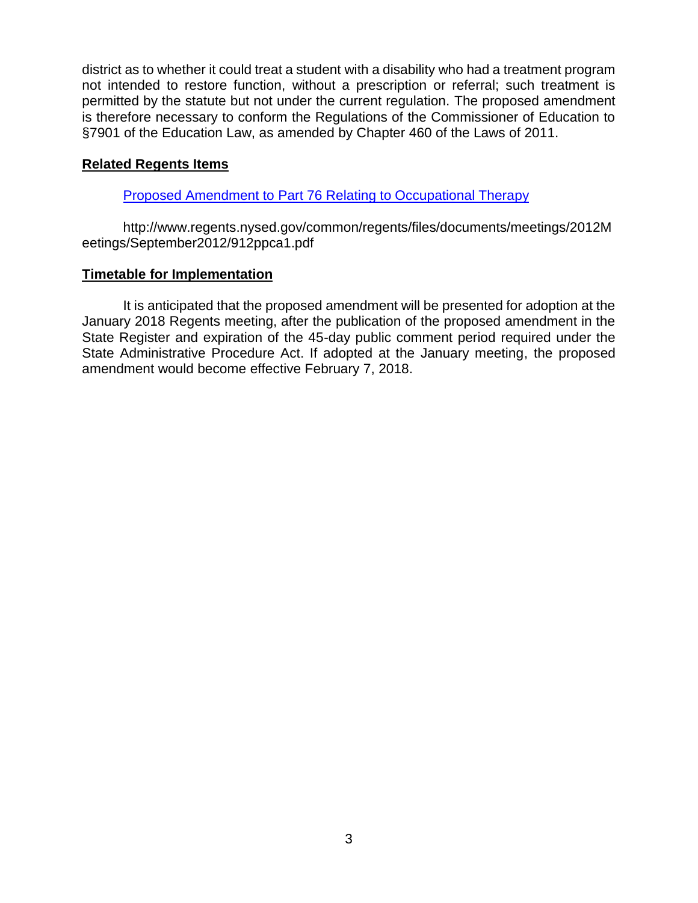district as to whether it could treat a student with a disability who had a treatment program not intended to restore function, without a prescription or referral; such treatment is permitted by the statute but not under the current regulation. The proposed amendment is therefore necessary to conform the Regulations of the Commissioner of Education to §7901 of the Education Law, as amended by Chapter 460 of the Laws of 2011.

## Related Regents Items

Proposed Amendment to Part 76 Relating to Occupational Therapy

http://www.regents.nysed.gov/common/regents/files/documents/meetings/2012Meetings/September2012/912ppca1.pdf

## Timetable for Implementation

It is anticipated that the proposed amendment will be presented for adoption at the January 2018 Regents meeting, after the publication of the proposed amendment in the State Register and expiration of the 45-day public comment period required under the State Administrative Procedure Act. If adopted at the January meeting, the proposed amendment would become effective February 7, 2018.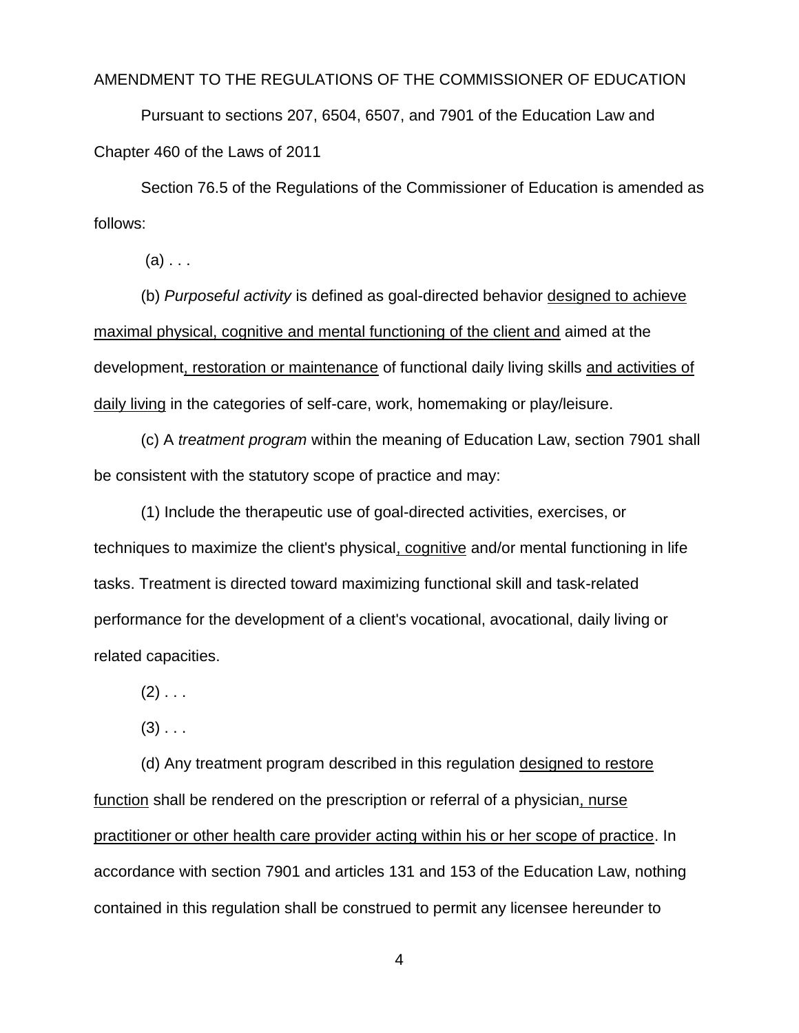AMENDMENT TO THE REGULATIONS OF THE COMMISSIONER OF EDUCATION

Pursuant to sections 207, 6504, 6507, and 7901 of the Education Law and Chapter 460 of the Laws of 2011

Section 76.5 of the Regulations of the Commissioner of Education is amended as follows:

(a) . . .

(b) *Purposeful activity* is defined as goal-directed behavior <u>designed to achieve maximal physical, cognitive and mental functioning of the client and</u> aimed at the development<u>, restoration or maintenance</u> of functional daily living skills <u>and activities of daily living</u> in the categories of self-care, work, homemaking or play/leisure.

(c) A *treatment program* within the meaning of Education Law, section 7901 shall be consistent with the statutory scope of practice and may:

(1) Include the therapeutic use of goal-directed activities, exercises, or techniques to maximize the client's physical<u>, cognitive</u> and/or mental functioning in life tasks. Treatment is directed toward maximizing functional skill and task-related performance for the development of a client's vocational, avocational, daily living or related capacities.

(2) . . .

(3) . . .

(d) Any treatment program described in this regulation <u>designed to restore function</u> shall be rendered on the prescription or referral of a physician<u>, nurse practitioner or other health care provider acting within his or her scope of practice</u>. In accordance with section 7901 and articles 131 and 153 of the Education Law, nothing contained in this regulation shall be construed to permit any licensee hereunder to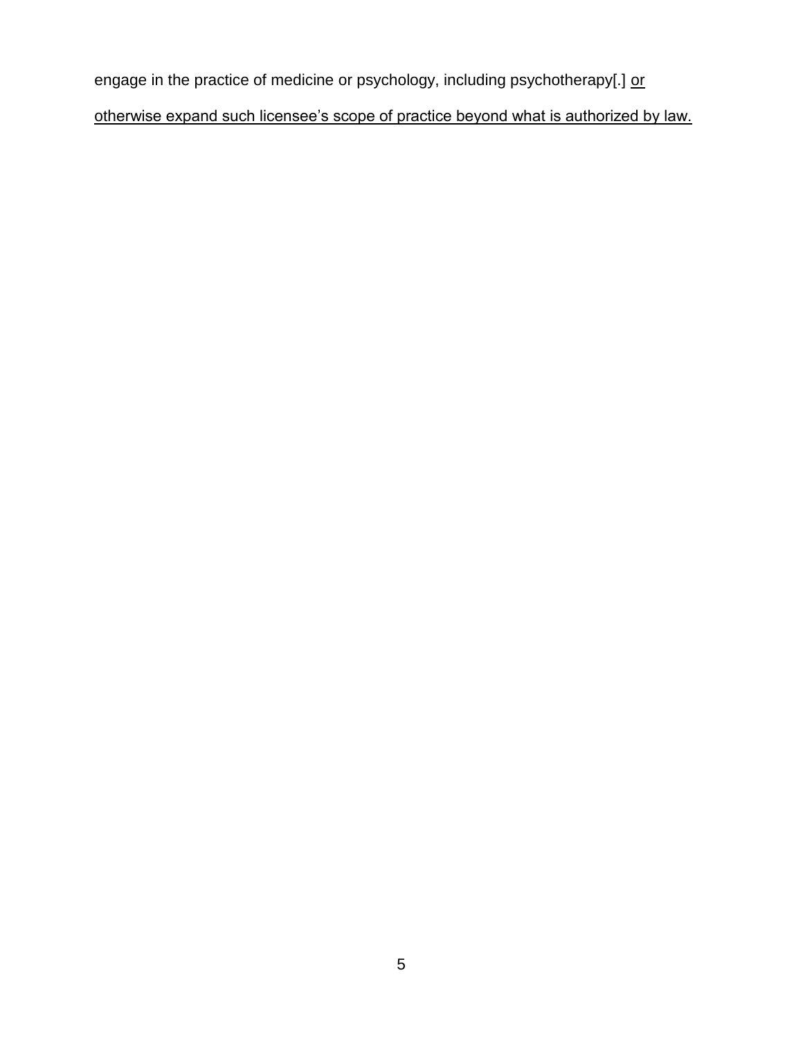engage in the practice of medicine or psychology, including psychotherapy[.] <u>or otherwise expand such licensee's scope of practice beyond what is authorized by law.</u>